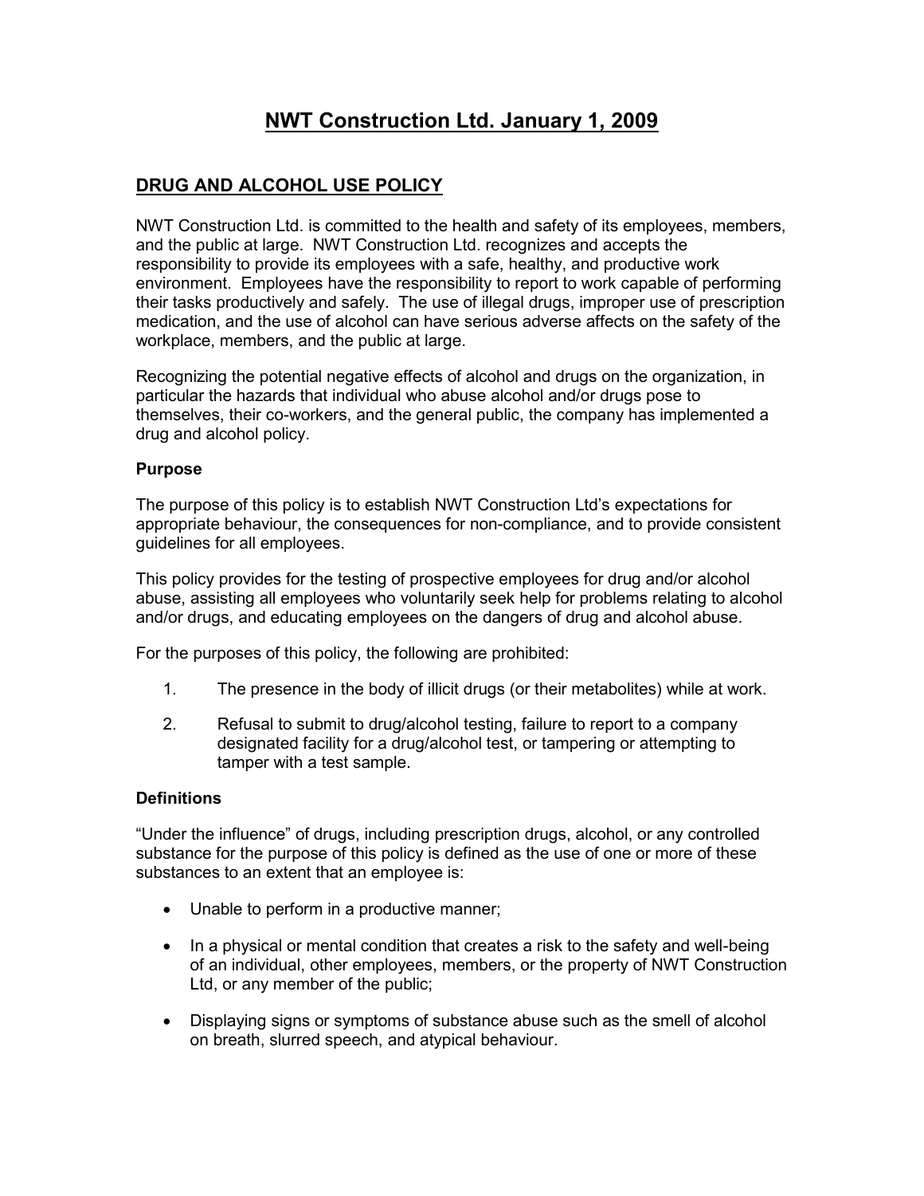# NWT Construction Ltd. January 1, 2009

## DRUG AND ALCOHOL USE POLICY

NWT Construction Ltd. is committed to the health and safety of its employees, members, and the public at large. NWT Construction Ltd. recognizes and accepts the responsibility to provide its employees with a safe, healthy, and productive work environment. Employees have the responsibility to report to work capable of performing their tasks productively and safely. The use of illegal drugs, improper use of prescription medication, and the use of alcohol can have serious adverse affects on the safety of the workplace, members, and the public at large.

Recognizing the potential negative effects of alcohol and drugs on the organization, in particular the hazards that individual who abuse alcohol and/or drugs pose to themselves, their co-workers, and the general public, the company has implemented a drug and alcohol policy.

### Purpose

The purpose of this policy is to establish NWT Construction Ltd's expectations for appropriate behaviour, the consequences for non-compliance, and to provide consistent guidelines for all employees.

This policy provides for the testing of prospective employees for drug and/or alcohol abuse, assisting all employees who voluntarily seek help for problems relating to alcohol and/or drugs, and educating employees on the dangers of drug and alcohol abuse.

For the purposes of this policy, the following are prohibited:

1. The presence in the body of illicit drugs (or their metabolites) while at work.
2. Refusal to submit to drug/alcohol testing, failure to report to a company designated facility for a drug/alcohol test, or tampering or attempting to tamper with a test sample.

### Definitions

"Under the influence" of drugs, including prescription drugs, alcohol, or any controlled substance for the purpose of this policy is defined as the use of one or more of these substances to an extent that an employee is:

- Unable to perform in a productive manner;
- In a physical or mental condition that creates a risk to the safety and well-being of an individual, other employees, members, or the property of NWT Construction Ltd, or any member of the public;
- Displaying signs or symptoms of substance abuse such as the smell of alcohol on breath, slurred speech, and atypical behaviour.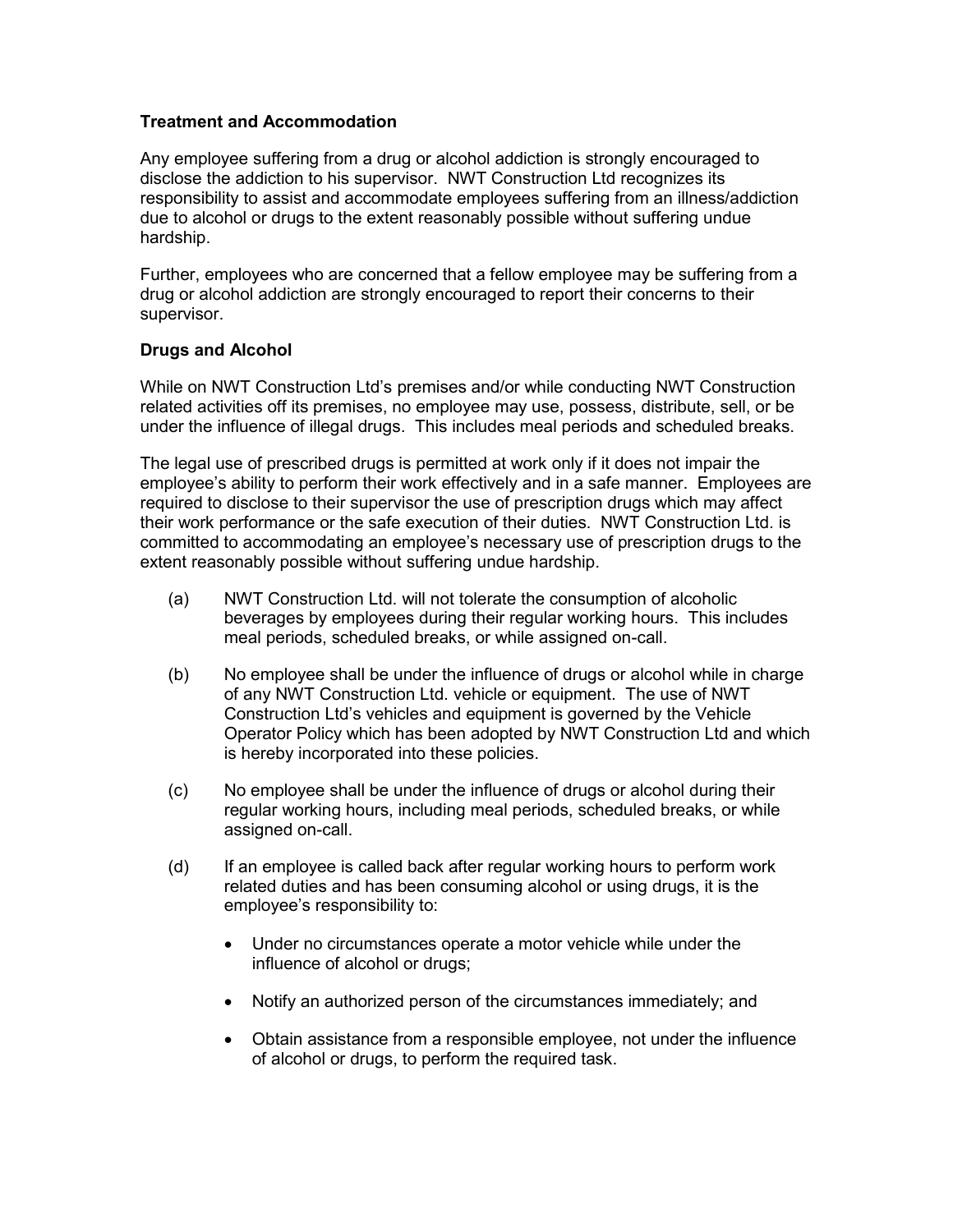**Treatment and Accommodation**

Any employee suffering from a drug or alcohol addiction is strongly encouraged to disclose the addiction to his supervisor. NWT Construction Ltd recognizes its responsibility to assist and accommodate employees suffering from an illness/addiction due to alcohol or drugs to the extent reasonably possible without suffering undue hardship.

Further, employees who are concerned that a fellow employee may be suffering from a drug or alcohol addiction are strongly encouraged to report their concerns to their supervisor.

**Drugs and Alcohol**

While on NWT Construction Ltd's premises and/or while conducting NWT Construction related activities off its premises, no employee may use, possess, distribute, sell, or be under the influence of illegal drugs. This includes meal periods and scheduled breaks.

The legal use of prescribed drugs is permitted at work only if it does not impair the employee's ability to perform their work effectively and in a safe manner. Employees are required to disclose to their supervisor the use of prescription drugs which may affect their work performance or the safe execution of their duties. NWT Construction Ltd. is committed to accommodating an employee's necessary use of prescription drugs to the extent reasonably possible without suffering undue hardship.

(a) NWT Construction Ltd. will not tolerate the consumption of alcoholic beverages by employees during their regular working hours. This includes meal periods, scheduled breaks, or while assigned on-call.

(b) No employee shall be under the influence of drugs or alcohol while in charge of any NWT Construction Ltd. vehicle or equipment. The use of NWT Construction Ltd's vehicles and equipment is governed by the Vehicle Operator Policy which has been adopted by NWT Construction Ltd and which is hereby incorporated into these policies.

(c) No employee shall be under the influence of drugs or alcohol during their regular working hours, including meal periods, scheduled breaks, or while assigned on-call.

(d) If an employee is called back after regular working hours to perform work related duties and has been consuming alcohol or using drugs, it is the employee's responsibility to:

- Under no circumstances operate a motor vehicle while under the influence of alcohol or drugs;
- Notify an authorized person of the circumstances immediately; and
- Obtain assistance from a responsible employee, not under the influence of alcohol or drugs, to perform the required task.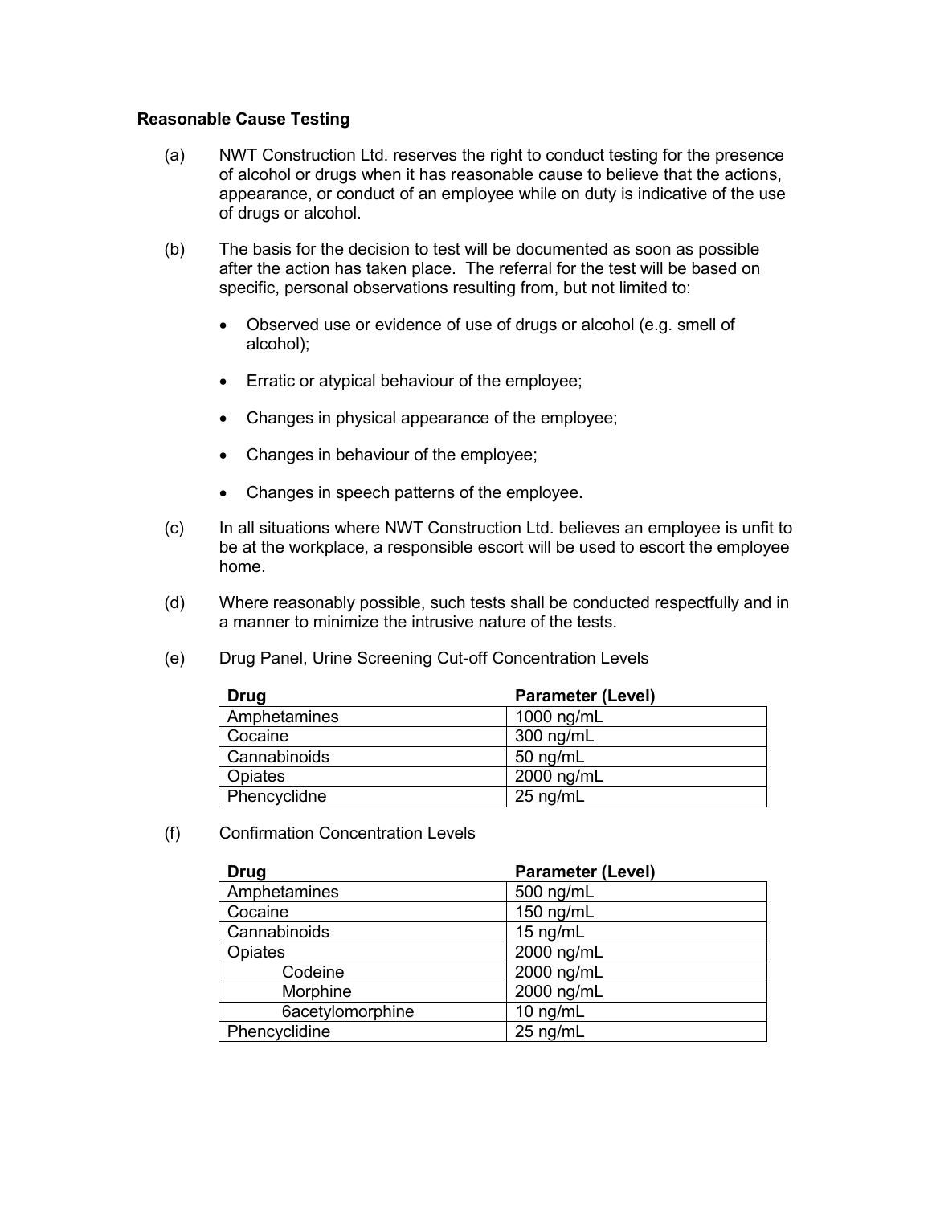**Reasonable Cause Testing**

(a) NWT Construction Ltd. reserves the right to conduct testing for the presence of alcohol or drugs when it has reasonable cause to believe that the actions, appearance, or conduct of an employee while on duty is indicative of the use of drugs or alcohol.

(b) The basis for the decision to test will be documented as soon as possible after the action has taken place. The referral for the test will be based on specific, personal observations resulting from, but not limited to:

- Observed use or evidence of use of drugs or alcohol (e.g. smell of alcohol);
- Erratic or atypical behaviour of the employee;
- Changes in physical appearance of the employee;
- Changes in behaviour of the employee;
- Changes in speech patterns of the employee.

(c) In all situations where NWT Construction Ltd. believes an employee is unfit to be at the workplace, a responsible escort will be used to escort the employee home.

(d) Where reasonably possible, such tests shall be conducted respectfully and in a manner to minimize the intrusive nature of the tests.

(e) Drug Panel, Urine Screening Cut-off Concentration Levels

| Drug | Parameter (Level) |
|---|---|
| Amphetamines | 1000 ng/mL |
| Cocaine | 300 ng/mL |
| Cannabinoids | 50 ng/mL |
| Opiates | 2000 ng/mL |
| Phencyclidne | 25 ng/mL |

(f) Confirmation Concentration Levels

| Drug | Parameter (Level) |
|---|---|
| Amphetamines | 500 ng/mL |
| Cocaine | 150 ng/mL |
| Cannabinoids | 15 ng/mL |
| Opiates | 2000 ng/mL |
| Codeine | 2000 ng/mL |
| Morphine | 2000 ng/mL |
| 6acetylomorphine | 10 ng/mL |
| Phencyclidine | 25 ng/mL |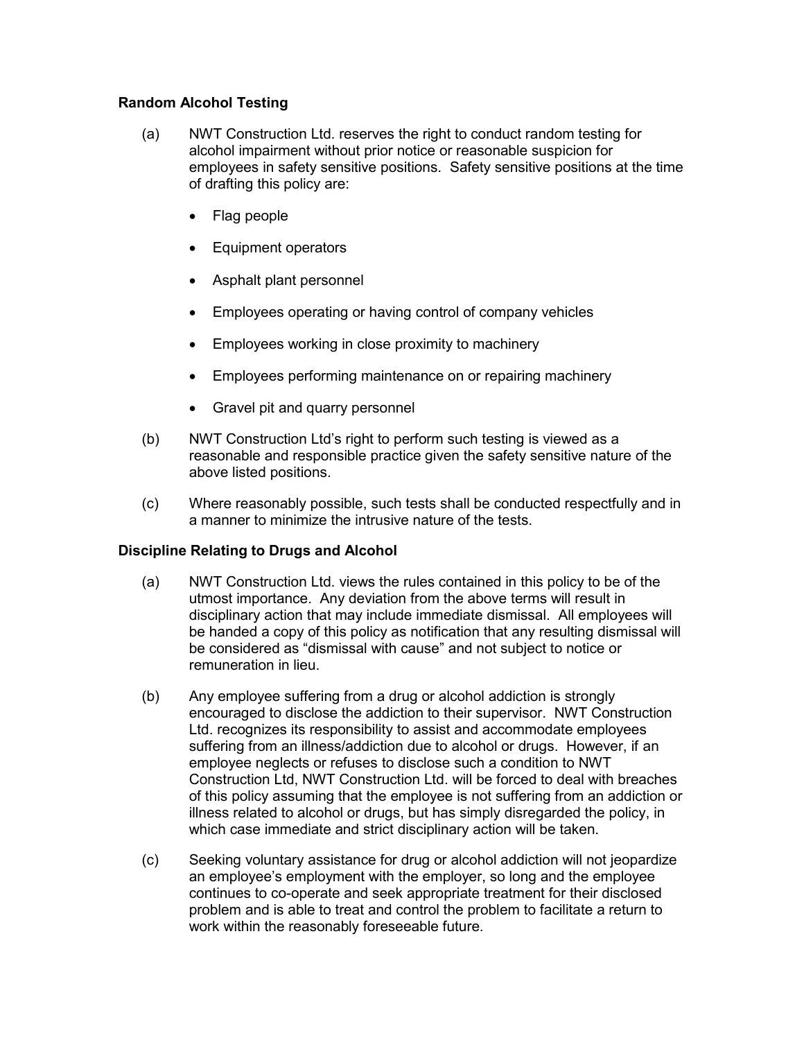**Random Alcohol Testing**

(a) NWT Construction Ltd. reserves the right to conduct random testing for alcohol impairment without prior notice or reasonable suspicion for employees in safety sensitive positions. Safety sensitive positions at the time of drafting this policy are:

- Flag people
- Equipment operators
- Asphalt plant personnel
- Employees operating or having control of company vehicles
- Employees working in close proximity to machinery
- Employees performing maintenance on or repairing machinery
- Gravel pit and quarry personnel

(b) NWT Construction Ltd's right to perform such testing is viewed as a reasonable and responsible practice given the safety sensitive nature of the above listed positions.

(c) Where reasonably possible, such tests shall be conducted respectfully and in a manner to minimize the intrusive nature of the tests.

**Discipline Relating to Drugs and Alcohol**

(a) NWT Construction Ltd. views the rules contained in this policy to be of the utmost importance. Any deviation from the above terms will result in disciplinary action that may include immediate dismissal. All employees will be handed a copy of this policy as notification that any resulting dismissal will be considered as "dismissal with cause" and not subject to notice or remuneration in lieu.

(b) Any employee suffering from a drug or alcohol addiction is strongly encouraged to disclose the addiction to their supervisor. NWT Construction Ltd. recognizes its responsibility to assist and accommodate employees suffering from an illness/addiction due to alcohol or drugs. However, if an employee neglects or refuses to disclose such a condition to NWT Construction Ltd, NWT Construction Ltd. will be forced to deal with breaches of this policy assuming that the employee is not suffering from an addiction or illness related to alcohol or drugs, but has simply disregarded the policy, in which case immediate and strict disciplinary action will be taken.

(c) Seeking voluntary assistance for drug or alcohol addiction will not jeopardize an employee's employment with the employer, so long and the employee continues to co-operate and seek appropriate treatment for their disclosed problem and is able to treat and control the problem to facilitate a return to work within the reasonably foreseeable future.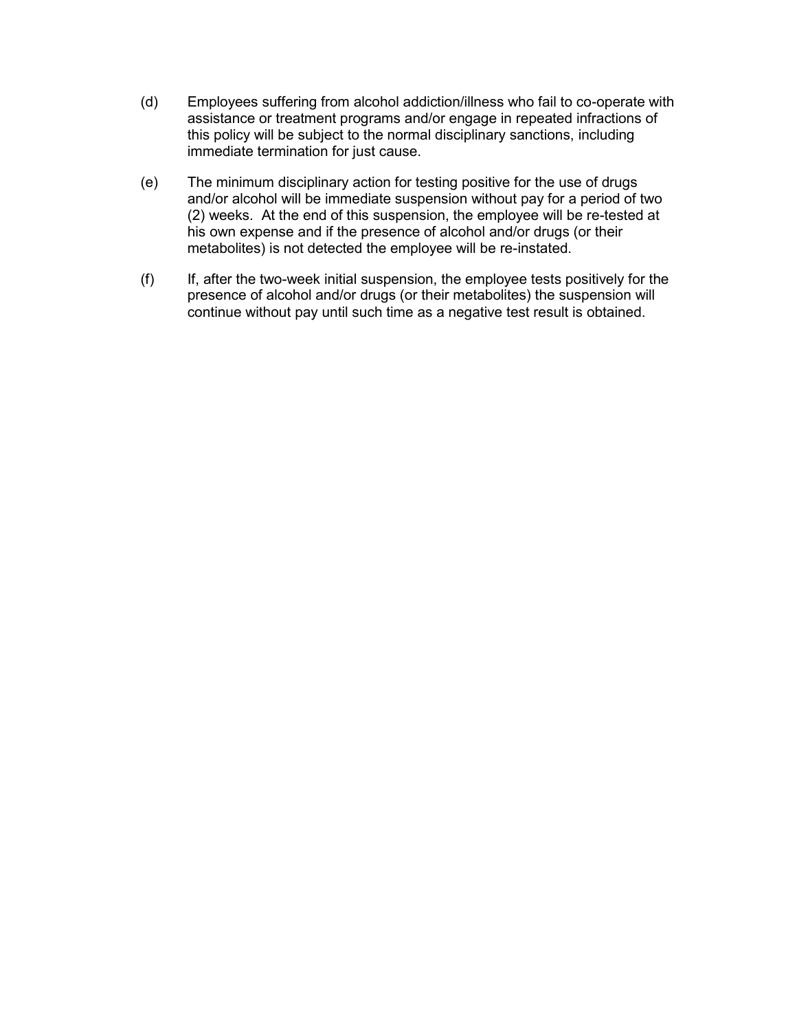(d) Employees suffering from alcohol addiction/illness who fail to co-operate with assistance or treatment programs and/or engage in repeated infractions of this policy will be subject to the normal disciplinary sanctions, including immediate termination for just cause.

(e) The minimum disciplinary action for testing positive for the use of drugs and/or alcohol will be immediate suspension without pay for a period of two (2) weeks. At the end of this suspension, the employee will be re-tested at his own expense and if the presence of alcohol and/or drugs (or their metabolites) is not detected the employee will be re-instated.

(f) If, after the two-week initial suspension, the employee tests positively for the presence of alcohol and/or drugs (or their metabolites) the suspension will continue without pay until such time as a negative test result is obtained.